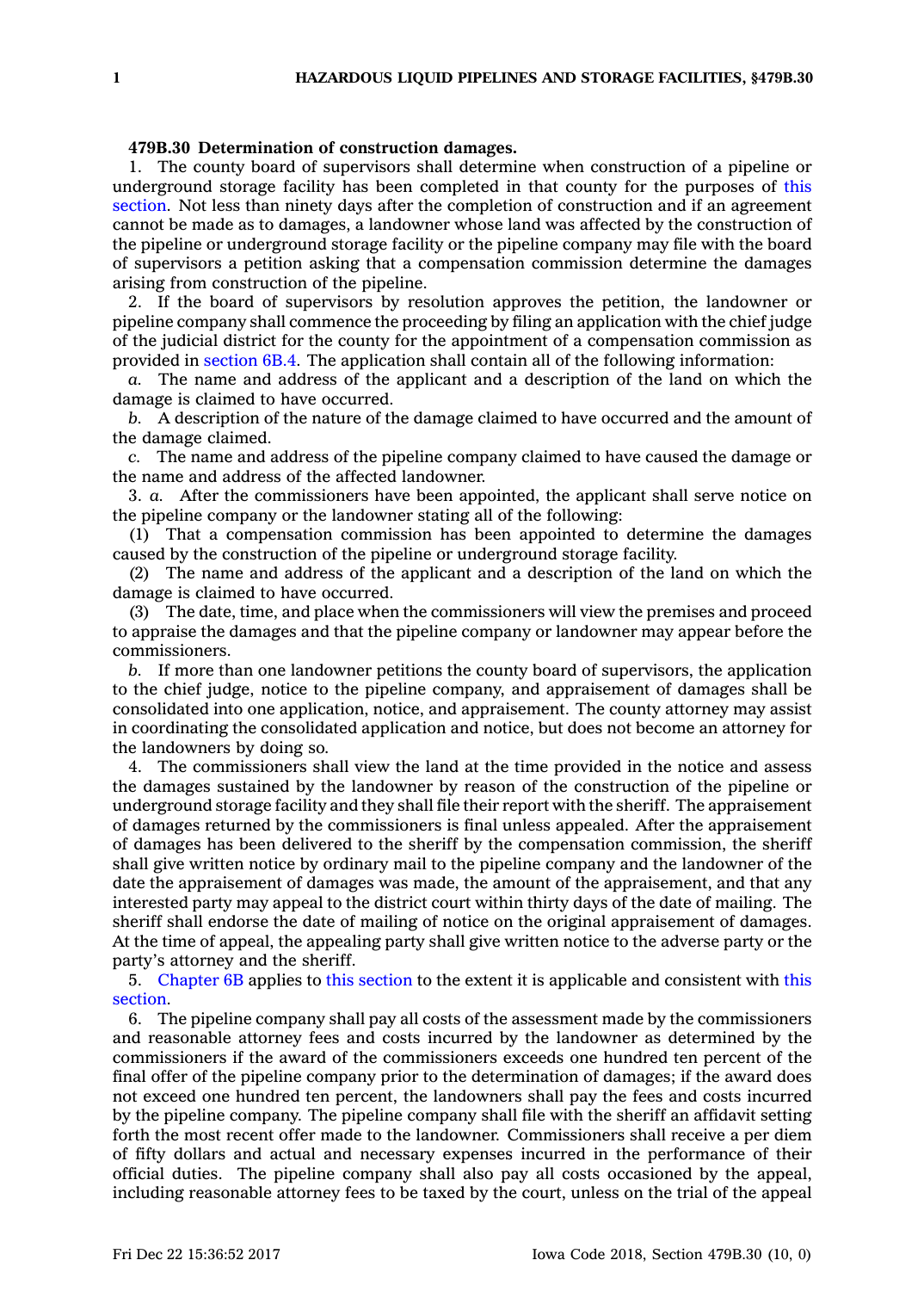**479B.30 Determination of construction damages.**

1. The county board of supervisors shall determine when construction of a pipeline or underground storage facility has been completed in that county for the purposes of this section. Not less than ninety days after the completion of construction and if an agreement cannot be made as to damages, a landowner whose land was affected by the construction of the pipeline or underground storage facility or the pipeline company may file with the board of supervisors a petition asking that a compensation commission determine the damages arising from construction of the pipeline.

2. If the board of supervisors by resolution approves the petition, the landowner or pipeline company shall commence the proceeding by filing an application with the chief judge of the judicial district for the county for the appointment of a compensation commission as provided in section 6B.4. The application shall contain all of the following information:

*a.* The name and address of the applicant and a description of the land on which the damage is claimed to have occurred.

*b.* A description of the nature of the damage claimed to have occurred and the amount of the damage claimed.

*c.* The name and address of the pipeline company claimed to have caused the damage or the name and address of the affected landowner.

3. *a.* After the commissioners have been appointed, the applicant shall serve notice on the pipeline company or the landowner stating all of the following:

(1) That a compensation commission has been appointed to determine the damages caused by the construction of the pipeline or underground storage facility.

(2) The name and address of the applicant and a description of the land on which the damage is claimed to have occurred.

(3) The date, time, and place when the commissioners will view the premises and proceed to appraise the damages and that the pipeline company or landowner may appear before the commissioners.

*b.* If more than one landowner petitions the county board of supervisors, the application to the chief judge, notice to the pipeline company, and appraisement of damages shall be consolidated into one application, notice, and appraisement. The county attorney may assist in coordinating the consolidated application and notice, but does not become an attorney for the landowners by doing so.

4. The commissioners shall view the land at the time provided in the notice and assess the damages sustained by the landowner by reason of the construction of the pipeline or underground storage facility and they shall file their report with the sheriff. The appraisement of damages returned by the commissioners is final unless appealed. After the appraisement of damages has been delivered to the sheriff by the compensation commission, the sheriff shall give written notice by ordinary mail to the pipeline company and the landowner of the date the appraisement of damages was made, the amount of the appraisement, and that any interested party may appeal to the district court within thirty days of the date of mailing. The sheriff shall endorse the date of mailing of notice on the original appraisement of damages. At the time of appeal, the appealing party shall give written notice to the adverse party or the party's attorney and the sheriff.

5. Chapter 6B applies to this section to the extent it is applicable and consistent with this section.

6. The pipeline company shall pay all costs of the assessment made by the commissioners and reasonable attorney fees and costs incurred by the landowner as determined by the commissioners if the award of the commissioners exceeds one hundred ten percent of the final offer of the pipeline company prior to the determination of damages; if the award does not exceed one hundred ten percent, the landowners shall pay the fees and costs incurred by the pipeline company. The pipeline company shall file with the sheriff an affidavit setting forth the most recent offer made to the landowner. Commissioners shall receive a per diem of fifty dollars and actual and necessary expenses incurred in the performance of their official duties. The pipeline company shall also pay all costs occasioned by the appeal, including reasonable attorney fees to be taxed by the court, unless on the trial of the appeal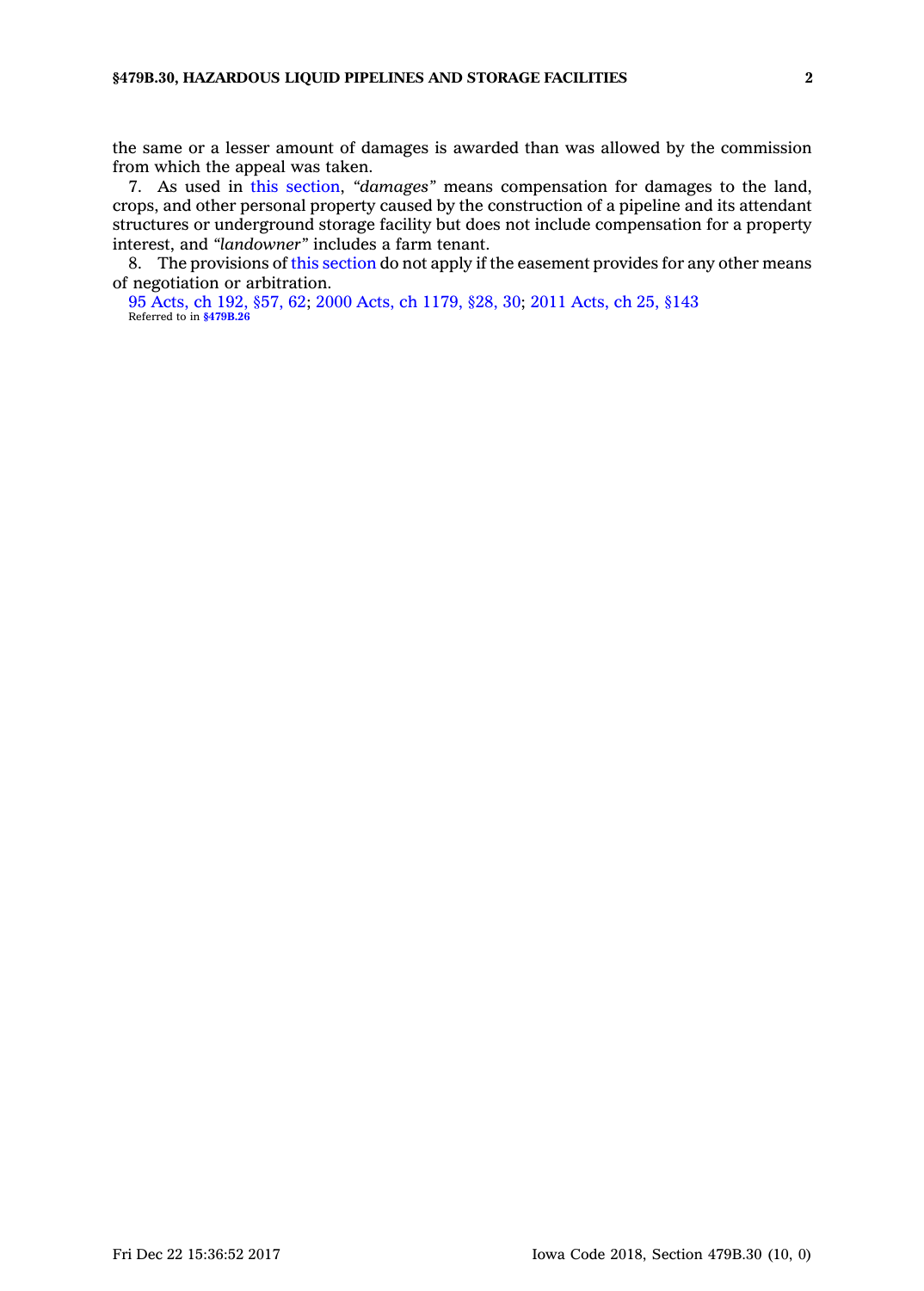the same or a lesser amount of damages is awarded than was allowed by the commission from which the appeal was taken.

7. As used in this section, *"damages"* means compensation for damages to the land, crops, and other personal property caused by the construction of a pipeline and its attendant structures or underground storage facility but does not include compensation for a property interest, and *"landowner"* includes a farm tenant.

8. The provisions of this section do not apply if the easement provides for any other means of negotiation or arbitration.

95 Acts, ch 192, §57, 62; 2000 Acts, ch 1179, §28, 30; 2011 Acts, ch 25, §143
Referred to in **§479B.26**